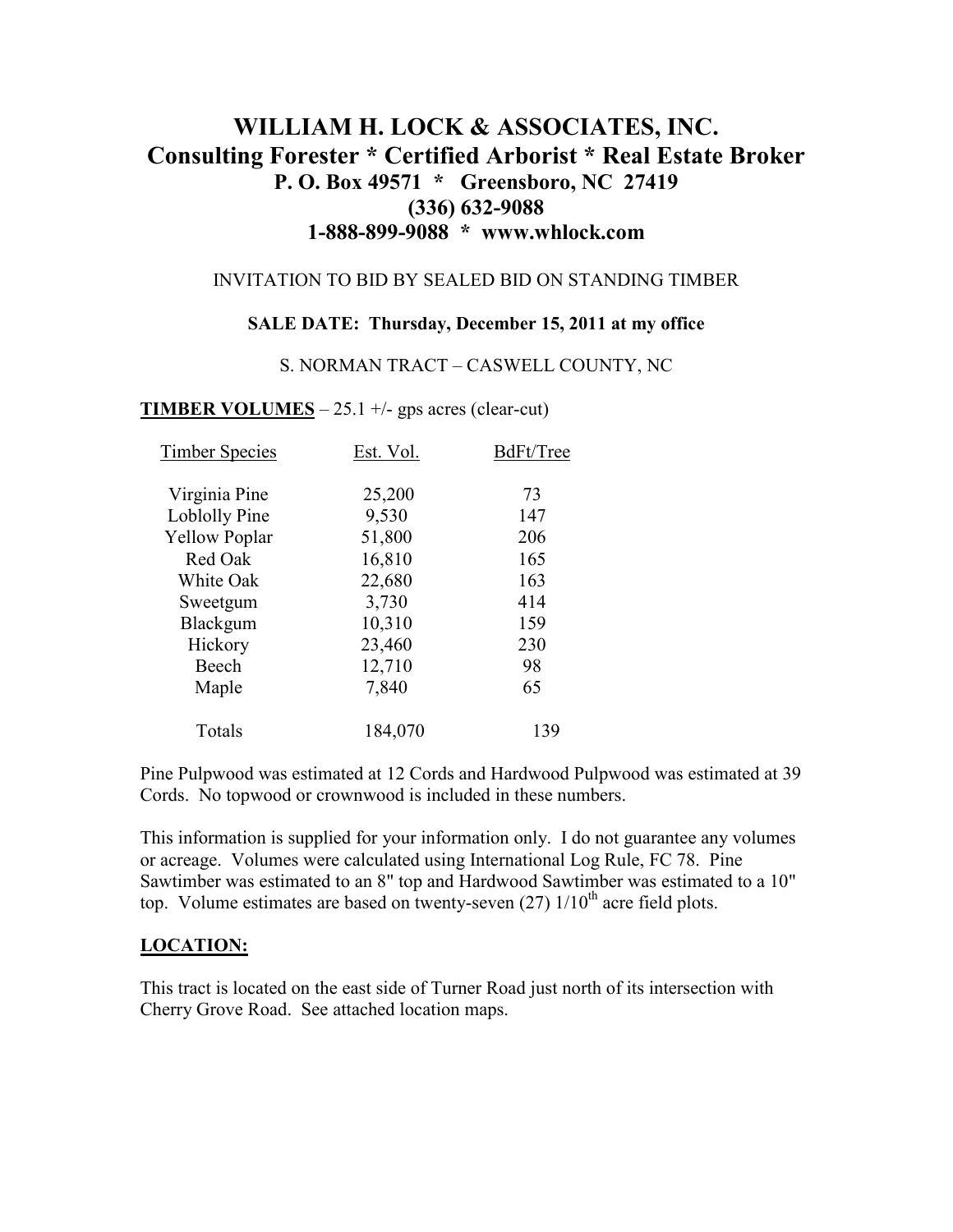# WILLIAM H. LOCK & ASSOCIATES, INC.

## Consulting Forester * Certified Arborist * Real Estate Broker

**P. O. Box 49571 * Greensboro, NC 27419**

**(336) 632-9088**

**1-888-899-9088 * www.whlock.com**

INVITATION TO BID BY SEALED BID ON STANDING TIMBER

**SALE DATE: Thursday, December 15, 2011 at my office**

S. NORMAN TRACT – CASWELL COUNTY, NC

**TIMBER VOLUMES** – 25.1 +/- gps acres (clear-cut)

| Timber Species | Est. Vol. | BdFt/Tree |
|---|---|---|
| Virginia Pine | 25,200 | 73 |
| Loblolly Pine | 9,530 | 147 |
| Yellow Poplar | 51,800 | 206 |
| Red Oak | 16,810 | 165 |
| White Oak | 22,680 | 163 |
| Sweetgum | 3,730 | 414 |
| Blackgum | 10,310 | 159 |
| Hickory | 23,460 | 230 |
| Beech | 12,710 | 98 |
| Maple | 7,840 | 65 |
| Totals | 184,070 | 139 |

Pine Pulpwood was estimated at 12 Cords and Hardwood Pulpwood was estimated at 39 Cords. No topwood or crownwood is included in these numbers.

This information is supplied for your information only. I do not guarantee any volumes or acreage. Volumes were calculated using International Log Rule, FC 78. Pine Sawtimber was estimated to an 8" top and Hardwood Sawtimber was estimated to a 10" top. Volume estimates are based on twenty-seven (27) 1/10th acre field plots.

**LOCATION:**

This tract is located on the east side of Turner Road just north of its intersection with Cherry Grove Road. See attached location maps.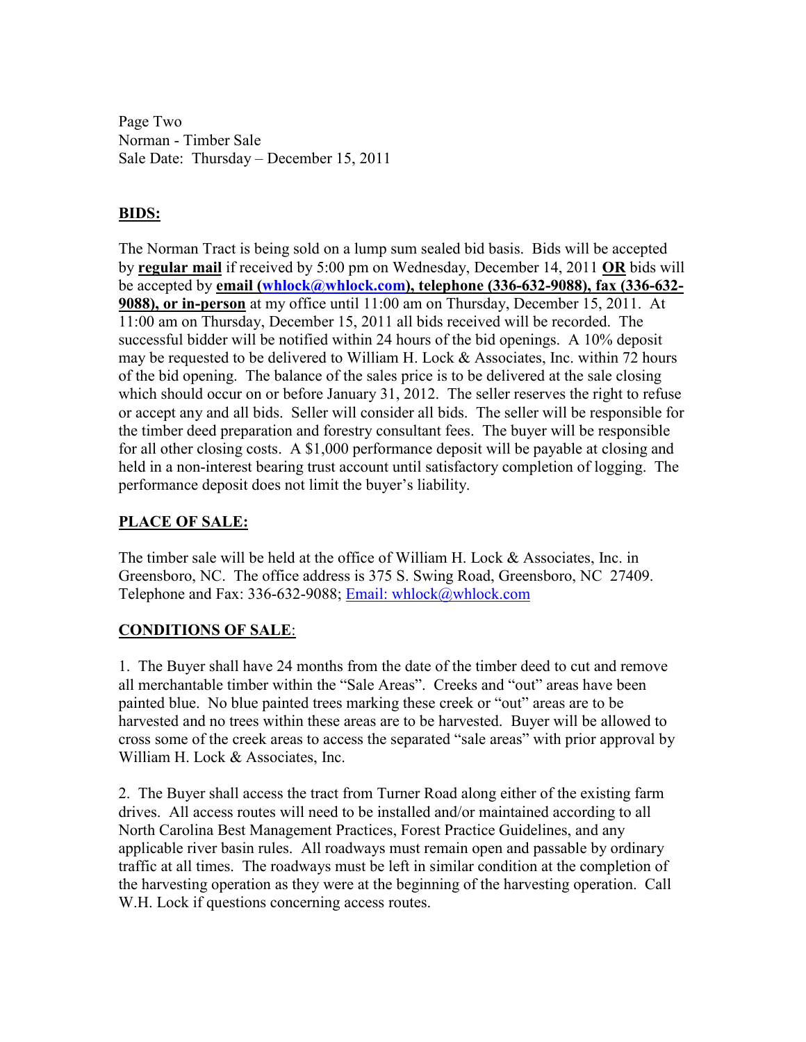Page Two
Norman - Timber Sale
Sale Date: Thursday – December 15, 2011

## BIDS:

The Norman Tract is being sold on a lump sum sealed bid basis. Bids will be accepted by **regular mail** if received by 5:00 pm on Wednesday, December 14, 2011 **OR** bids will be accepted by **email (whlock@whlock.com), telephone (336-632-9088), fax (336-632-9088), or in-person** at my office until 11:00 am on Thursday, December 15, 2011. At 11:00 am on Thursday, December 15, 2011 all bids received will be recorded. The successful bidder will be notified within 24 hours of the bid openings. A 10% deposit may be requested to be delivered to William H. Lock & Associates, Inc. within 72 hours of the bid opening. The balance of the sales price is to be delivered at the sale closing which should occur on or before January 31, 2012. The seller reserves the right to refuse or accept any and all bids. Seller will consider all bids. The seller will be responsible for the timber deed preparation and forestry consultant fees. The buyer will be responsible for all other closing costs. A $1,000 performance deposit will be payable at closing and held in a non-interest bearing trust account until satisfactory completion of logging. The performance deposit does not limit the buyer's liability.

## PLACE OF SALE:

The timber sale will be held at the office of William H. Lock & Associates, Inc. in Greensboro, NC. The office address is 375 S. Swing Road, Greensboro, NC 27409. Telephone and Fax: 336-632-9088; Email: whlock@whlock.com

## CONDITIONS OF SALE:

1. The Buyer shall have 24 months from the date of the timber deed to cut and remove all merchantable timber within the "Sale Areas". Creeks and "out" areas have been painted blue. No blue painted trees marking these creek or "out" areas are to be harvested and no trees within these areas are to be harvested. Buyer will be allowed to cross some of the creek areas to access the separated "sale areas" with prior approval by William H. Lock & Associates, Inc.

2. The Buyer shall access the tract from Turner Road along either of the existing farm drives. All access routes will need to be installed and/or maintained according to all North Carolina Best Management Practices, Forest Practice Guidelines, and any applicable river basin rules. All roadways must remain open and passable by ordinary traffic at all times. The roadways must be left in similar condition at the completion of the harvesting operation as they were at the beginning of the harvesting operation. Call W.H. Lock if questions concerning access routes.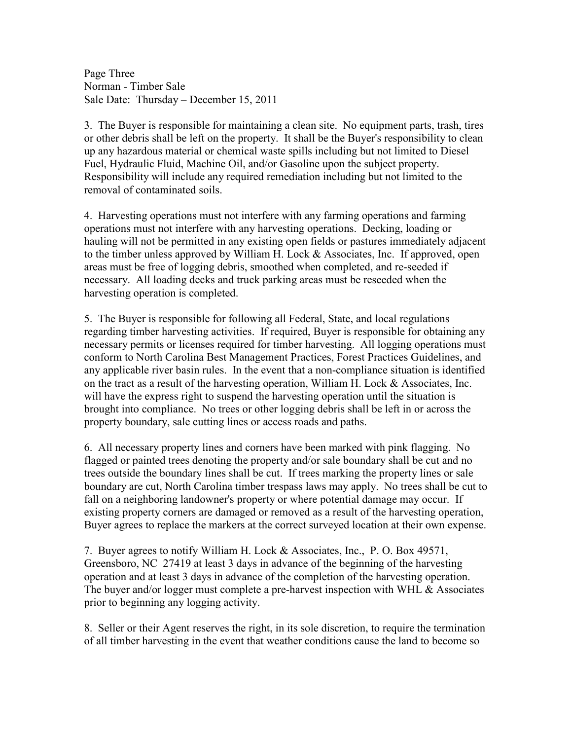3. The Buyer is responsible for maintaining a clean site. No equipment parts, trash, tires or other debris shall be left on the property. It shall be the Buyer's responsibility to clean up any hazardous material or chemical waste spills including but not limited to Diesel Fuel, Hydraulic Fluid, Machine Oil, and/or Gasoline upon the subject property. Responsibility will include any required remediation including but not limited to the removal of contaminated soils.

4. Harvesting operations must not interfere with any farming operations and farming operations must not interfere with any harvesting operations. Decking, loading or hauling will not be permitted in any existing open fields or pastures immediately adjacent to the timber unless approved by William H. Lock & Associates, Inc. If approved, open areas must be free of logging debris, smoothed when completed, and re-seeded if necessary. All loading decks and truck parking areas must be reseeded when the harvesting operation is completed.

5. The Buyer is responsible for following all Federal, State, and local regulations regarding timber harvesting activities. If required, Buyer is responsible for obtaining any necessary permits or licenses required for timber harvesting. All logging operations must conform to North Carolina Best Management Practices, Forest Practices Guidelines, and any applicable river basin rules. In the event that a non-compliance situation is identified on the tract as a result of the harvesting operation, William H. Lock & Associates, Inc. will have the express right to suspend the harvesting operation until the situation is brought into compliance. No trees or other logging debris shall be left in or across the property boundary, sale cutting lines or access roads and paths.

6. All necessary property lines and corners have been marked with pink flagging. No flagged or painted trees denoting the property and/or sale boundary shall be cut and no trees outside the boundary lines shall be cut. If trees marking the property lines or sale boundary are cut, North Carolina timber trespass laws may apply. No trees shall be cut to fall on a neighboring landowner's property or where potential damage may occur. If existing property corners are damaged or removed as a result of the harvesting operation, Buyer agrees to replace the markers at the correct surveyed location at their own expense.

7. Buyer agrees to notify William H. Lock & Associates, Inc., P. O. Box 49571, Greensboro, NC 27419 at least 3 days in advance of the beginning of the harvesting operation and at least 3 days in advance of the completion of the harvesting operation. The buyer and/or logger must complete a pre-harvest inspection with WHL & Associates prior to beginning any logging activity.

8. Seller or their Agent reserves the right, in its sole discretion, to require the termination of all timber harvesting in the event that weather conditions cause the land to become so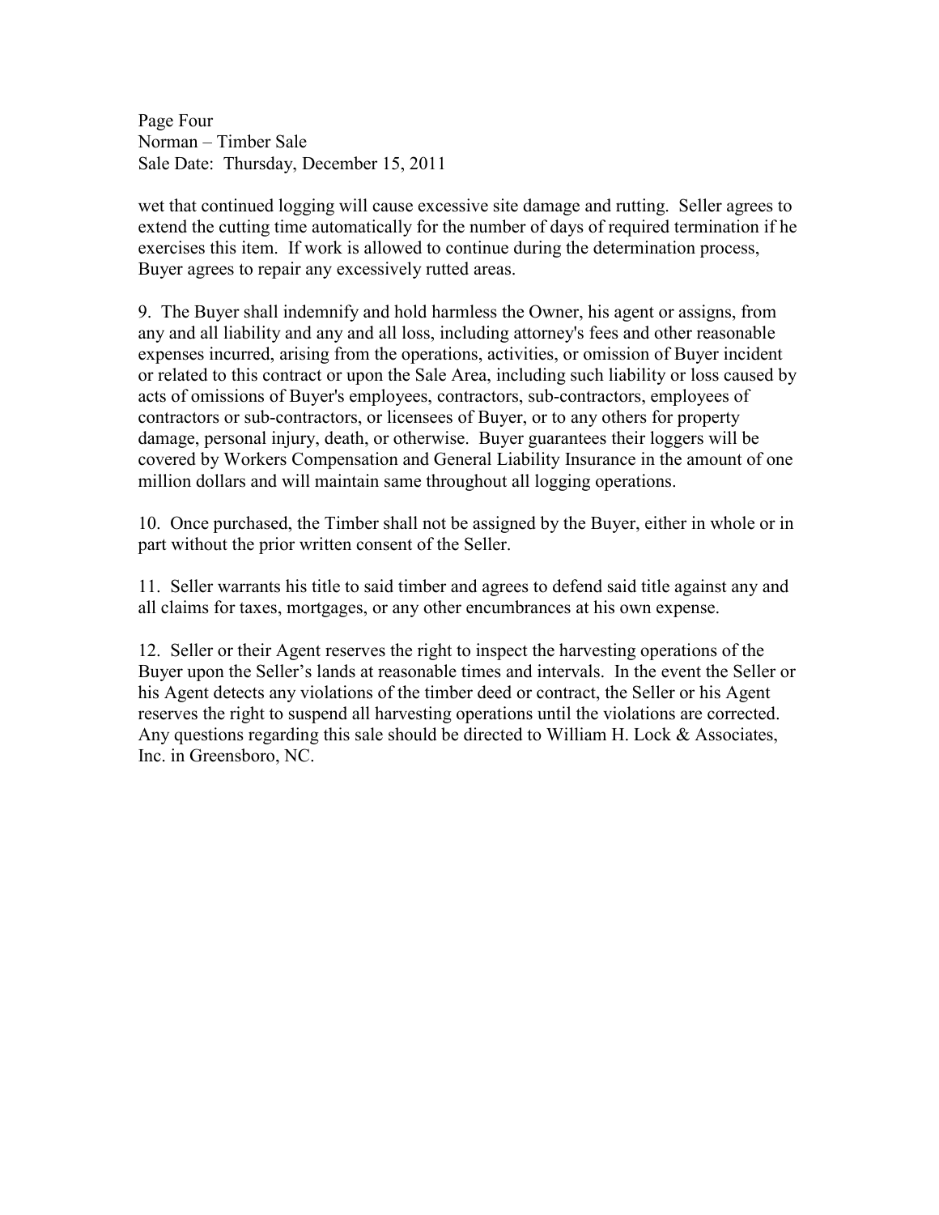wet that continued logging will cause excessive site damage and rutting. Seller agrees to extend the cutting time automatically for the number of days of required termination if he exercises this item. If work is allowed to continue during the determination process, Buyer agrees to repair any excessively rutted areas.

9. The Buyer shall indemnify and hold harmless the Owner, his agent or assigns, from any and all liability and any and all loss, including attorney's fees and other reasonable expenses incurred, arising from the operations, activities, or omission of Buyer incident or related to this contract or upon the Sale Area, including such liability or loss caused by acts of omissions of Buyer's employees, contractors, sub-contractors, employees of contractors or sub-contractors, or licensees of Buyer, or to any others for property damage, personal injury, death, or otherwise. Buyer guarantees their loggers will be covered by Workers Compensation and General Liability Insurance in the amount of one million dollars and will maintain same throughout all logging operations.

10. Once purchased, the Timber shall not be assigned by the Buyer, either in whole or in part without the prior written consent of the Seller.

11. Seller warrants his title to said timber and agrees to defend said title against any and all claims for taxes, mortgages, or any other encumbrances at his own expense.

12. Seller or their Agent reserves the right to inspect the harvesting operations of the Buyer upon the Seller's lands at reasonable times and intervals. In the event the Seller or his Agent detects any violations of the timber deed or contract, the Seller or his Agent reserves the right to suspend all harvesting operations until the violations are corrected. Any questions regarding this sale should be directed to William H. Lock & Associates, Inc. in Greensboro, NC.